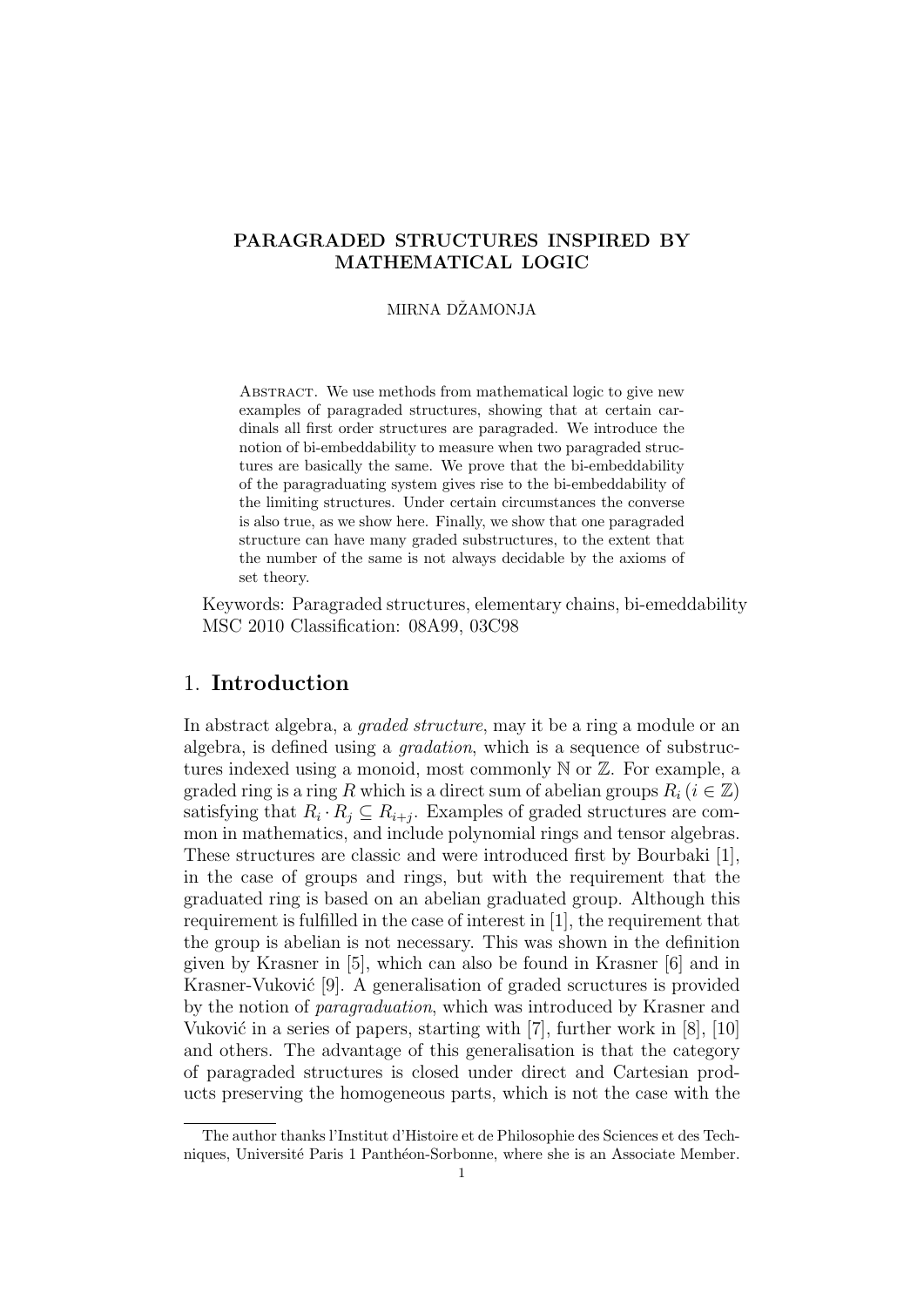# PARAGRADED STRUCTURES INSPIRED BY MATHEMATICAL LOGIC

MIRNA DŽAMONJA

Abstract. We use methods from mathematical logic to give new examples of paragraded structures, showing that at certain cardinals all first order structures are paragraded. We introduce the notion of bi-embeddability to measure when two paragraded structures are basically the same. We prove that the bi-embeddability of the paragraduating system gives rise to the bi-embeddability of the limiting structures. Under certain circumstances the converse is also true, as we show here. Finally, we show that one paragraded structure can have many graded substructures, to the extent that the number of the same is not always decidable by the axioms of set theory.

Keywords: Paragraded structures, elementary chains, bi-emeddability
MSC 2010 Classification: 08A99, 03C98

## 1. Introduction

In abstract algebra, a *graded structure*, may it be a ring a module or an algebra, is defined using a *gradation*, which is a sequence of substructures indexed using a monoid, most commonly $\mathbb{N}$ or $\mathbb{Z}$. For example, a graded ring is a ring $R$ which is a direct sum of abelian groups $R_i$ ($i \in \mathbb{Z}$) satisfying that $R_i \cdot R_j \subseteq R_{i+j}$. Examples of graded structures are common in mathematics, and include polynomial rings and tensor algebras. These structures are classic and were introduced first by Bourbaki [1], in the case of groups and rings, but with the requirement that the graduated ring is based on an abelian graduated group. Although this requirement is fulfilled in the case of interest in [1], the requirement that the group is abelian is not necessary. This was shown in the definition given by Krasner in [5], which can also be found in Krasner [6] and in Krasner-Vuković [9]. A generalisation of graded scructures is provided by the notion of *paragraduation*, which was introduced by Krasner and Vuković in a series of papers, starting with [7], further work in [8], [10] and others. The advantage of this generalisation is that the category of paragraded structures is closed under direct and Cartesian products preserving the homogeneous parts, which is not the case with the

---

The author thanks l'Institut d'Histoire et de Philosophie des Sciences et des Techniques, Université Paris 1 Panthéon-Sorbonne, where she is an Associate Member.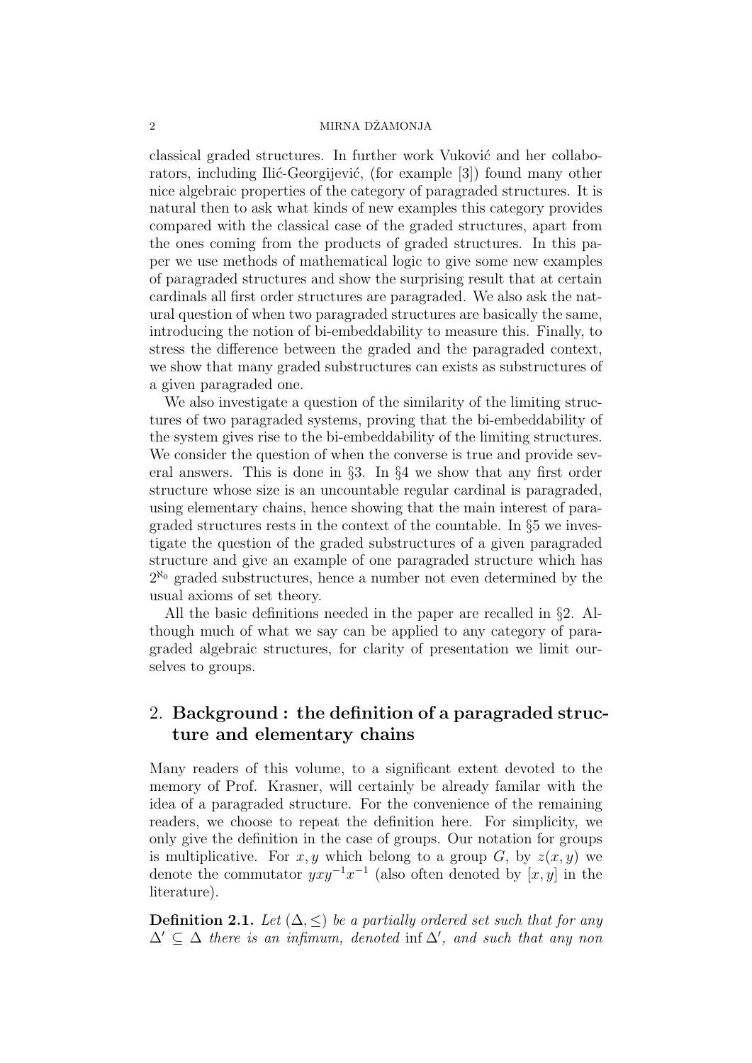classical graded structures. In further work Vuković and her collaborators, including Ilić-Georgijević, (for example [3]) found many other nice algebraic properties of the category of paragraded structures. It is natural then to ask what kinds of new examples this category provides compared with the classical case of the graded structures, apart from the ones coming from the products of graded structures. In this paper we use methods of mathematical logic to give some new examples of paragraded structures and show the surprising result that at certain cardinals all first order structures are paragraded. We also ask the natural question of when two paragraded structures are basically the same, introducing the notion of bi-embeddability to measure this. Finally, to stress the difference between the graded and the paragraded context, we show that many graded substructures can exists as substructures of a given paragraded one.

We also investigate a question of the similarity of the limiting structures of two paragraded systems, proving that the bi-embeddability of the system gives rise to the bi-embeddability of the limiting structures. We consider the question of when the converse is true and provide several answers. This is done in §3. In §4 we show that any first order structure whose size is an uncountable regular cardinal is paragraded, using elementary chains, hence showing that the main interest of paragraded structures rests in the context of the countable. In §5 we investigate the question of the graded substructures of a given paragraded structure and give an example of one paragraded structure which has $2^{\aleph_0}$ graded substructures, hence a number not even determined by the usual axioms of set theory.

All the basic definitions needed in the paper are recalled in §2. Although much of what we say can be applied to any category of paragraded algebraic structures, for clarity of presentation we limit ourselves to groups.

## 2. Background : the definition of a paragraded structure and elementary chains

Many readers of this volume, to a significant extent devoted to the memory of Prof. Krasner, will certainly be already familar with the idea of a paragraded structure. For the convenience of the remaining readers, we choose to repeat the definition here. For simplicity, we only give the definition in the case of groups. Our notation for groups is multiplicative. For $x, y$ which belong to a group $G$, by $z(x, y)$ we denote the commutator $yxy^{-1}x^{-1}$ (also often denoted by $[x, y]$ in the literature).

**Definition 2.1.** *Let $(\Delta, \leq)$ be a partially ordered set such that for any $\Delta' \subseteq \Delta$ there is an infimum, denoted* $\inf \Delta'$*, and such that any non*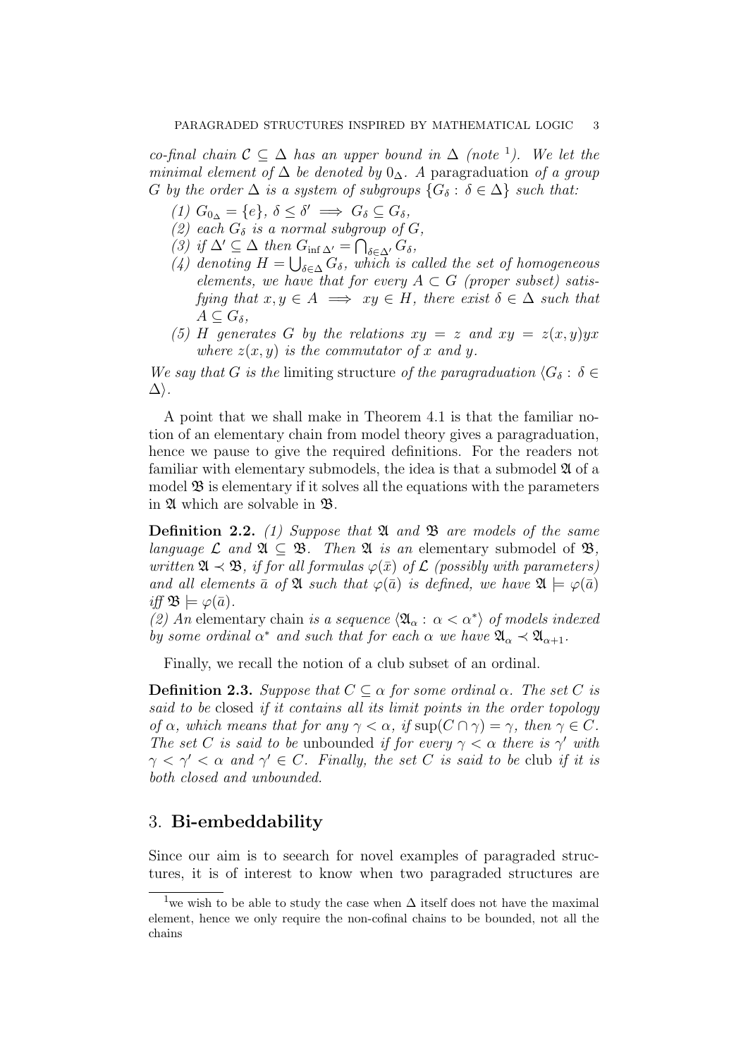*co-final chain $\mathcal{C} \subseteq \Delta$ has an upper bound in $\Delta$ (note [1]). We let the minimal element of $\Delta$ be denoted by $0_\Delta$. A* paragraduation *of a group $G$ by the order $\Delta$ is a system of subgroups $\{G_\delta : \delta \in \Delta\}$ such that:*

*(1) $G_{0_\Delta} = \{e\}$, $\delta \leq \delta' \implies G_\delta \subseteq G_\delta$,*

*(2) each $G_\delta$ is a normal subgroup of $G$,*

*(3) if $\Delta' \subseteq \Delta$ then $G_{\inf \Delta'} = \bigcap_{\delta \in \Delta'} G_\delta$,*

*(4) denoting $H = \bigcup_{\delta \in \Delta} G_\delta$, which is called the set of homogeneous elements, we have that for every $A \subset G$ (proper subset) satisfying that $x, y \in A \implies xy \in H$, there exist $\delta \in \Delta$ such that $A \subseteq G_\delta$,*

*(5) $H$ generates $G$ by the relations $xy = z$ and $xy = z(x,y)yx$ where $z(x,y)$ is the commutator of $x$ and $y$.*

*We say that $G$ is the* limiting structure *of the paragraduation $\langle G_\delta : \delta \in \Delta \rangle$.*

A point that we shall make in Theorem 4.1 is that the familiar notion of an elementary chain from model theory gives a paragraduation, hence we pause to give the required definitions. For the readers not familiar with elementary submodels, the idea is that a submodel $\mathfrak{A}$ of a model $\mathfrak{B}$ is elementary if it solves all the equations with the parameters in $\mathfrak{A}$ which are solvable in $\mathfrak{B}$.

**Definition 2.2.** *(1) Suppose that $\mathfrak{A}$ and $\mathfrak{B}$ are models of the same language $\mathcal{L}$ and $\mathfrak{A} \subseteq \mathfrak{B}$. Then $\mathfrak{A}$ is an* elementary submodel *of $\mathfrak{B}$, written $\mathfrak{A} \prec \mathfrak{B}$, if for all formulas $\varphi(\bar{x})$ of $\mathcal{L}$ (possibly with parameters) and all elements $\bar{a}$ of $\mathfrak{A}$ such that $\varphi(\bar{a})$ is defined, we have $\mathfrak{A} \models \varphi(\bar{a})$ iff $\mathfrak{B} \models \varphi(\bar{a})$.*

*(2) An* elementary chain *is a sequence $\langle \mathfrak{A}_\alpha : \alpha < \alpha^* \rangle$ of models indexed by some ordinal $\alpha^*$ and such that for each $\alpha$ we have $\mathfrak{A}_\alpha \prec \mathfrak{A}_{\alpha+1}$.*

Finally, we recall the notion of a club subset of an ordinal.

**Definition 2.3.** *Suppose that $C \subseteq \alpha$ for some ordinal $\alpha$. The set $C$ is said to be* closed *if it contains all its limit points in the order topology of $\alpha$, which means that for any $\gamma < \alpha$, if $\sup(C \cap \gamma) = \gamma$, then $\gamma \in C$. The set $C$ is said to be* unbounded *if for every $\gamma < \alpha$ there is $\gamma'$ with $\gamma < \gamma' < \alpha$ and $\gamma' \in C$. Finally, the set $C$ is said to be* club *if it is both closed and unbounded.*

## 3. **Bi-embeddability**

Since our aim is to seearch for novel examples of paragraded structures, it is of interest to know when two paragraded structures are

---

[1] we wish to be able to study the case when $\Delta$ itself does not have the maximal element, hence we only require the non-cofinal chains to be bounded, not all the chains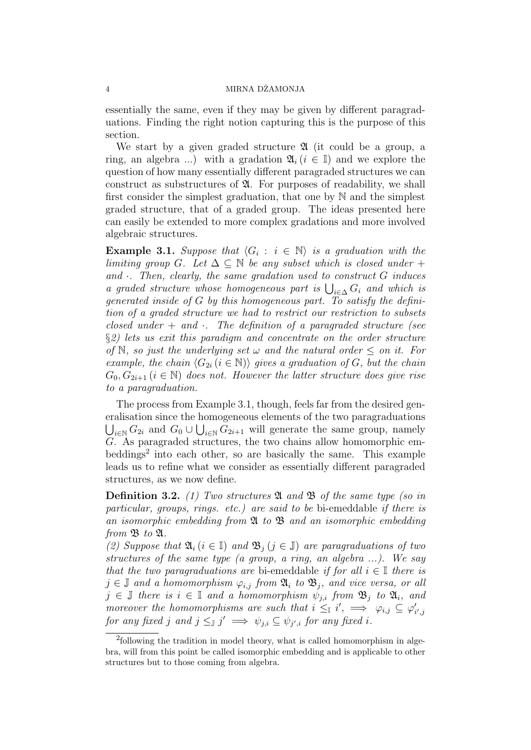essentially the same, even if they may be given by different paragraduations. Finding the right notion capturing this is the purpose of this section.

We start by a given graded structure $\mathfrak{A}$ (it could be a group, a ring, an algebra ...) with a gradation $\mathfrak{A}_i\,(i \in \mathbb{I})$ and we explore the question of how many essentially different paragraded structures we can construct as substructures of $\mathfrak{A}$. For purposes of readability, we shall first consider the simplest graduation, that one by $\mathbb{N}$ and the simplest graded structure, that of a graded group. The ideas presented here can easily be extended to more complex gradations and more involved algebraic structures.

**Example 3.1.** *Suppose that $\langle G_i : i \in \mathbb{N}\rangle$ is a graduation with the limiting group $G$. Let $\Delta \subseteq \mathbb{N}$ be any subset which is closed under $+$ and $\cdot$. Then, clearly, the same gradation used to construct $G$ induces a graded structure whose homogeneous part is $\bigcup_{i\in\Delta} G_i$ and which is generated inside of $G$ by this homogeneous part. To satisfy the definition of a graded structure we had to restrict our restriction to subsets closed under $+$ and $\cdot$. The definition of a paragraded structure (see §2) lets us exit this paradigm and concentrate on the order structure of $\mathbb{N}$, so just the underlying set $\omega$ and the natural order $\leq$ on it. For example, the chain $\langle G_{2i}\,(i \in \mathbb{N})\rangle$ gives a graduation of $G$, but the chain $G_0, G_{2i+1}\,(i \in \mathbb{N})$ does not. However the latter structure does give rise to a paragraduation.*

The process from Example 3.1, though, feels far from the desired generalisation since the homogeneous elements of the two paragraduations $\bigcup_{i\in\mathbb{N}} G_{2i}$ and $G_0 \cup \bigcup_{i\in\mathbb{N}} G_{2i+1}$ will generate the same group, namely $G$. As paragraded structures, the two chains allow homomorphic embeddings[2] into each other, so are basically the same. This example leads us to refine what we consider as essentially different paragraded structures, as we now define.

**Definition 3.2.** *(1) Two structures $\mathfrak{A}$ and $\mathfrak{B}$ of the same type (so in particular, groups, rings. etc.) are said to be* bi-emeddable *if there is an isomorphic embedding from $\mathfrak{A}$ to $\mathfrak{B}$ and an isomorphic embedding from $\mathfrak{B}$ to $\mathfrak{A}$.*

*(2) Suppose that $\mathfrak{A}_i\,(i \in \mathbb{I})$ and $\mathfrak{B}_j\,(j \in \mathbb{J})$ are paragraduations of two structures of the same type (a group, a ring, an algebra ...). We say that the two paragraduations are* bi-emeddable *if for all $i \in \mathbb{I}$ there is $j \in \mathbb{J}$ and a homomorphism $\varphi_{i,j}$ from $\mathfrak{A}_i$ to $\mathfrak{B}_j$, and vice versa, or all $j \in \mathbb{J}$ there is $i \in \mathbb{I}$ and a homomorphism $\psi_{j,i}$ from $\mathfrak{B}_j$ to $\mathfrak{A}_i$, and moreover the homomorphisms are such that $i \leq_{\mathbb{I}} i', \implies \varphi_{i,j} \subseteq \varphi'_{i',j}$ for any fixed $j$ and $j \leq_{\mathbb{J}} j' \implies \psi_{j,i} \subseteq \psi_{j',i}$ for any fixed $i$.*

---

[2] following the tradition in model theory, what is called homomorphism in algebra, will from this point be called isomorphic embedding and is applicable to other structures but to those coming from algebra.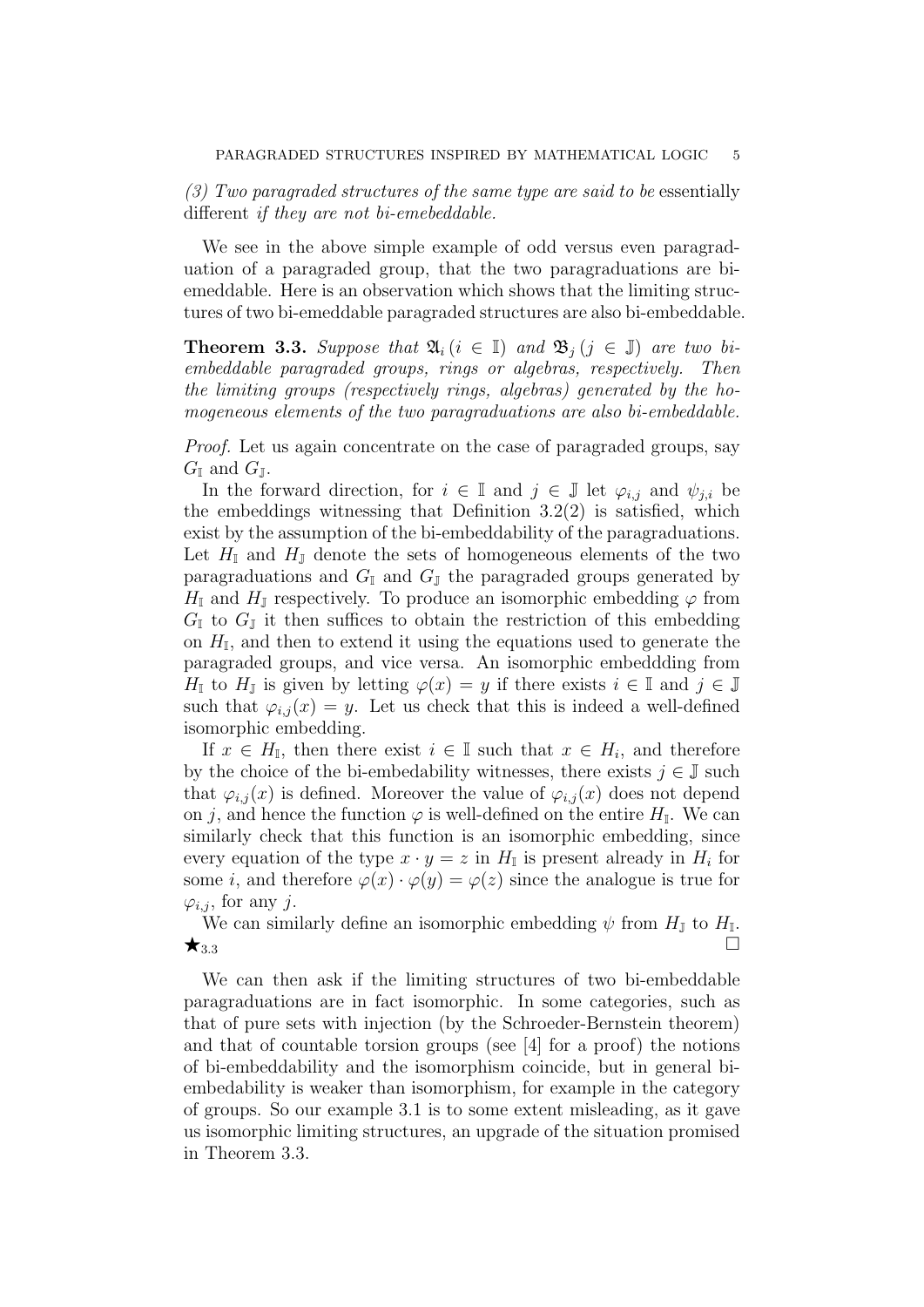*(3) Two paragraded structures of the same type are said to be* essentially different *if they are not bi-emebeddable.*

We see in the above simple example of odd versus even paragraduation of a paragraded group, that the two paragraduations are bi-emeddable. Here is an observation which shows that the limiting structures of two bi-emeddable paragraded structures are also bi-embeddable.

**Theorem 3.3.** *Suppose that $\mathfrak{A}_i \, (i \in \mathbb{I})$ and $\mathfrak{B}_j \, (j \in \mathbb{J})$ are two bi-embeddable paragraded groups, rings or algebras, respectively. Then the limiting groups (respectively rings, algebras) generated by the homogeneous elements of the two paragraduations are also bi-embeddable.*

*Proof.* Let us again concentrate on the case of paragraded groups, say $G_\mathbb{I}$ and $G_\mathbb{J}$.

In the forward direction, for $i \in \mathbb{I}$ and $j \in \mathbb{J}$ let $\varphi_{i,j}$ and $\psi_{j,i}$ be the embeddings witnessing that Definition 3.2(2) is satisfied, which exist by the assumption of the bi-embeddability of the paragraduations. Let $H_\mathbb{I}$ and $H_\mathbb{J}$ denote the sets of homogeneous elements of the two paragraduations and $G_\mathbb{I}$ and $G_\mathbb{J}$ the paragraded groups generated by $H_\mathbb{I}$ and $H_\mathbb{J}$ respectively. To produce an isomorphic embedding $\varphi$ from $G_\mathbb{I}$ to $G_\mathbb{J}$ it then suffices to obtain the restriction of this embedding on $H_\mathbb{I}$, and then to extend it using the equations used to generate the paragraded groups, and vice versa. An isomorphic embeddding from $H_\mathbb{I}$ to $H_\mathbb{J}$ is given by letting $\varphi(x) = y$ if there exists $i \in \mathbb{I}$ and $j \in \mathbb{J}$ such that $\varphi_{i,j}(x) = y$. Let us check that this is indeed a well-defined isomorphic embedding.

If $x \in H_\mathbb{I}$, then there exist $i \in \mathbb{I}$ such that $x \in H_i$, and therefore by the choice of the bi-embedability witnesses, there exists $j \in \mathbb{J}$ such that $\varphi_{i,j}(x)$ is defined. Moreover the value of $\varphi_{i,j}(x)$ does not depend on $j$, and hence the function $\varphi$ is well-defined on the entire $H_\mathbb{I}$. We can similarly check that this function is an isomorphic embedding, since every equation of the type $x \cdot y = z$ in $H_\mathbb{I}$ is present already in $H_i$ for some $i$, and therefore $\varphi(x) \cdot \varphi(y) = \varphi(z)$ since the analogue is true for $\varphi_{i,j}$, for any $j$.

We can similarly define an isomorphic embedding $\psi$ from $H_\mathbb{J}$ to $H_\mathbb{I}$. $\bigstar_{3.3}$ □

We can then ask if the limiting structures of two bi-embeddable paragraduations are in fact isomorphic. In some categories, such as that of pure sets with injection (by the Schroeder-Bernstein theorem) and that of countable torsion groups (see [4] for a proof) the notions of bi-embeddability and the isomorphism coincide, but in general bi-embedability is weaker than isomorphism, for example in the category of groups. So our example 3.1 is to some extent misleading, as it gave us isomorphic limiting structures, an upgrade of the situation promised in Theorem 3.3.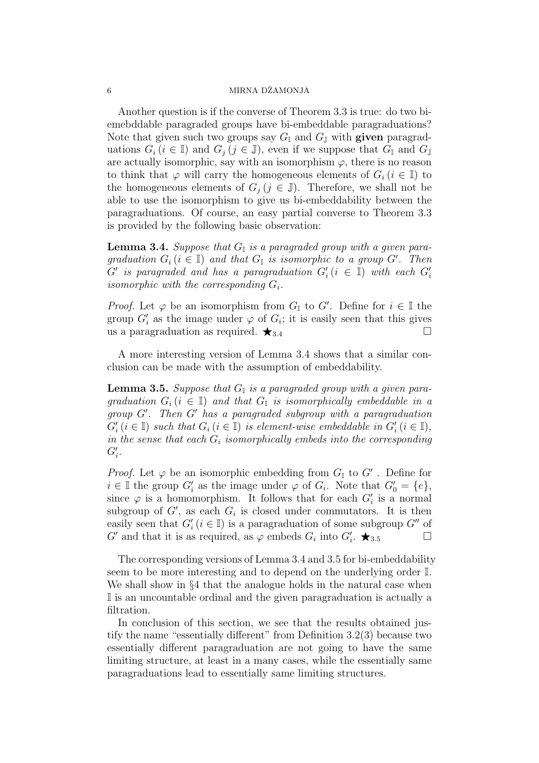Another question is if the converse of Theorem 3.3 is true: do two bi-emebddable paragraded groups have bi-embeddable paragraduations? Note that given such two groups say $G_{\mathbb{I}}$ and $G_{\mathbb{J}}$ with **given** paragraduations $G_i\,(i \in \mathbb{I})$ and $G_j\,(j \in \mathbb{J})$, even if we suppose that $G_{\mathbb{I}}$ and $G_{\mathbb{J}}$ are actually isomorphic, say with an isomorphism $\varphi$, there is no reason to think that $\varphi$ will carry the homogeneous elements of $G_i\,(i \in \mathbb{I})$ to the homogeneous elements of $G_j\,(j \in \mathbb{J})$. Therefore, we shall not be able to use the isomorphism to give us bi-embeddability between the paragraduations. Of course, an easy partial converse to Theorem 3.3 is provided by the following basic observation:

**Lemma 3.4.** *Suppose that $G_{\mathbb{I}}$ is a paragraded group with a given paragraduation $G_i\,(i \in \mathbb{I})$ and that $G_{\mathbb{I}}$ is isomorphic to a group $G'$. Then $G'$ is paragraded and has a paragraduation $G'_i\,(i \in \mathbb{I})$ with each $G'_i$ isomorphic with the corresponding $G_i$.*

*Proof.* Let $\varphi$ be an isomorphism from $G_{\mathbb{I}}$ to $G'$. Define for $i \in \mathbb{I}$ the group $G'_i$ as the image under $\varphi$ of $G_i$; it is easily seen that this gives us a paragraduation as required. $\bigstar_{3.4}$ □

A more interesting version of Lemma 3.4 shows that a similar conclusion can be made with the assumption of embeddability.

**Lemma 3.5.** *Suppose that $G_{\mathbb{I}}$ is a paragraded group with a given paragraduation $G_i\,(i \in \mathbb{I})$ and that $G_{\mathbb{I}}$ is isomorphically embeddable in a group $G'$. Then $G'$ has a paragraded subgroup with a paragraduation $G'_i\,(i \in \mathbb{I})$ such that $G_i\,(i \in \mathbb{I})$ is element-wise embeddable in $G'_i\,(i \in \mathbb{I})$, in the sense that each $G_i$ isomorphically embeds into the corresponding $G'_i$.*

*Proof.* Let $\varphi$ be an isomorphic embedding from $G_{\mathbb{I}}$ to $G'$ . Define for $i \in \mathbb{I}$ the group $G'_i$ as the image under $\varphi$ of $G_i$. Note that $G'_0 = \{e\}$, since $\varphi$ is a homomorphism. It follows that for each $G'_i$ is a normal subgroup of $G'$, as each $G_i$ is closed under commutators. It is then easily seen that $G'_i\,(i \in \mathbb{I})$ is a paragraduation of some subgroup $G''$ of $G'$ and that it is as required, as $\varphi$ embeds $G_i$ into $G'_i$. $\bigstar_{3.5}$ □

The corresponding versions of Lemma 3.4 and 3.5 for bi-embeddability seem to be more interesting and to depend on the underlying order $\mathbb{I}$. We shall show in §4 that the analogue holds in the natural case when $\mathbb{I}$ is an uncountable ordinal and the given paragraduation is actually a filtration.

In conclusion of this section, we see that the results obtained justify the name "essentially different" from Definition 3.2(3) because two essentially different paragraduation are not going to have the same limiting structure, at least in a many cases, while the essentially same paragraduations lead to essentially same limiting structures.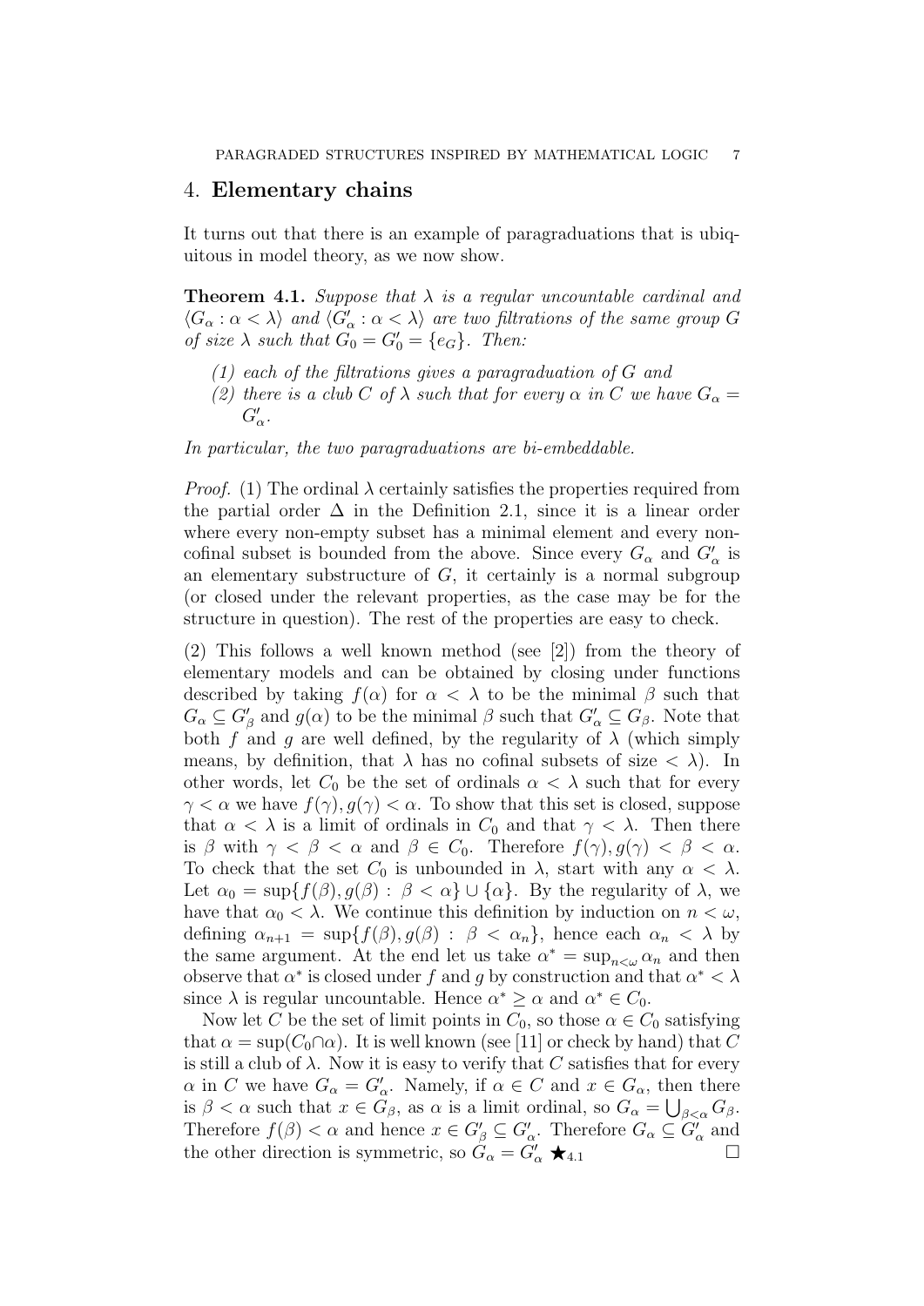## 4. **Elementary chains**

It turns out that there is an example of paragraduations that is ubiquitous in model theory, as we now show.

**Theorem 4.1.** *Suppose that $\lambda$ is a regular uncountable cardinal and $\langle G_\alpha : \alpha < \lambda \rangle$ and $\langle G'_\alpha : \alpha < \lambda \rangle$ are two filtrations of the same group $G$ of size $\lambda$ such that $G_0 = G'_0 = \{e_G\}$. Then:*

*(1) each of the filtrations gives a paragraduation of $G$ and*
*(2) there is a club $C$ of $\lambda$ such that for every $\alpha$ in $C$ we have $G_\alpha = G'_\alpha$.*

*In particular, the two paragraduations are bi-embeddable.*

*Proof.* (1) The ordinal $\lambda$ certainly satisfies the properties required from the partial order $\Delta$ in the Definition 2.1, since it is a linear order where every non-empty subset has a minimal element and every non-cofinal subset is bounded from the above. Since every $G_\alpha$ and $G'_\alpha$ is an elementary substructure of $G$, it certainly is a normal subgroup (or closed under the relevant properties, as the case may be for the structure in question). The rest of the properties are easy to check.

(2) This follows a well known method (see [2]) from the theory of elementary models and can be obtained by closing under functions described by taking $f(\alpha)$ for $\alpha < \lambda$ to be the minimal $\beta$ such that $G_\alpha \subseteq G'_\beta$ and $g(\alpha)$ to be the minimal $\beta$ such that $G'_\alpha \subseteq G_\beta$. Note that both $f$ and $g$ are well defined, by the regularity of $\lambda$ (which simply means, by definition, that $\lambda$ has no cofinal subsets of size $< \lambda$). In other words, let $C_0$ be the set of ordinals $\alpha < \lambda$ such that for every $\gamma < \alpha$ we have $f(\gamma), g(\gamma) < \alpha$. To show that this set is closed, suppose that $\alpha < \lambda$ is a limit of ordinals in $C_0$ and that $\gamma < \lambda$. Then there is $\beta$ with $\gamma < \beta < \alpha$ and $\beta \in C_0$. Therefore $f(\gamma), g(\gamma) < \beta < \alpha$. To check that the set $C_0$ is unbounded in $\lambda$, start with any $\alpha < \lambda$. Let $\alpha_0 = \sup\{f(\beta), g(\beta) : \beta < \alpha\} \cup \{\alpha\}$. By the regularity of $\lambda$, we have that $\alpha_0 < \lambda$. We continue this definition by induction on $n < \omega$, defining $\alpha_{n+1} = \sup\{f(\beta), g(\beta) : \beta < \alpha_n\}$, hence each $\alpha_n < \lambda$ by the same argument. At the end let us take $\alpha^* = \sup_{n<\omega} \alpha_n$ and then observe that $\alpha^*$ is closed under $f$ and $g$ by construction and that $\alpha^* < \lambda$ since $\lambda$ is regular uncountable. Hence $\alpha^* \geq \alpha$ and $\alpha^* \in C_0$.

Now let $C$ be the set of limit points in $C_0$, so those $\alpha \in C_0$ satisfying that $\alpha = \sup(C_0 \cap \alpha)$. It is well known (see [11] or check by hand) that $C$ is still a club of $\lambda$. Now it is easy to verify that $C$ satisfies that for every $\alpha$ in $C$ we have $G_\alpha = G'_\alpha$. Namely, if $\alpha \in C$ and $x \in G_\alpha$, then there is $\beta < \alpha$ such that $x \in G_\beta$, as $\alpha$ is a limit ordinal, so $G_\alpha = \bigcup_{\beta<\alpha} G_\beta$. Therefore $f(\beta) < \alpha$ and hence $x \in G'_\beta \subseteq G'_\alpha$. Therefore $G_\alpha \subseteq G'_\alpha$ and the other direction is symmetric, so $G_\alpha = G'_\alpha$ $\bigstar_{4.1}$ □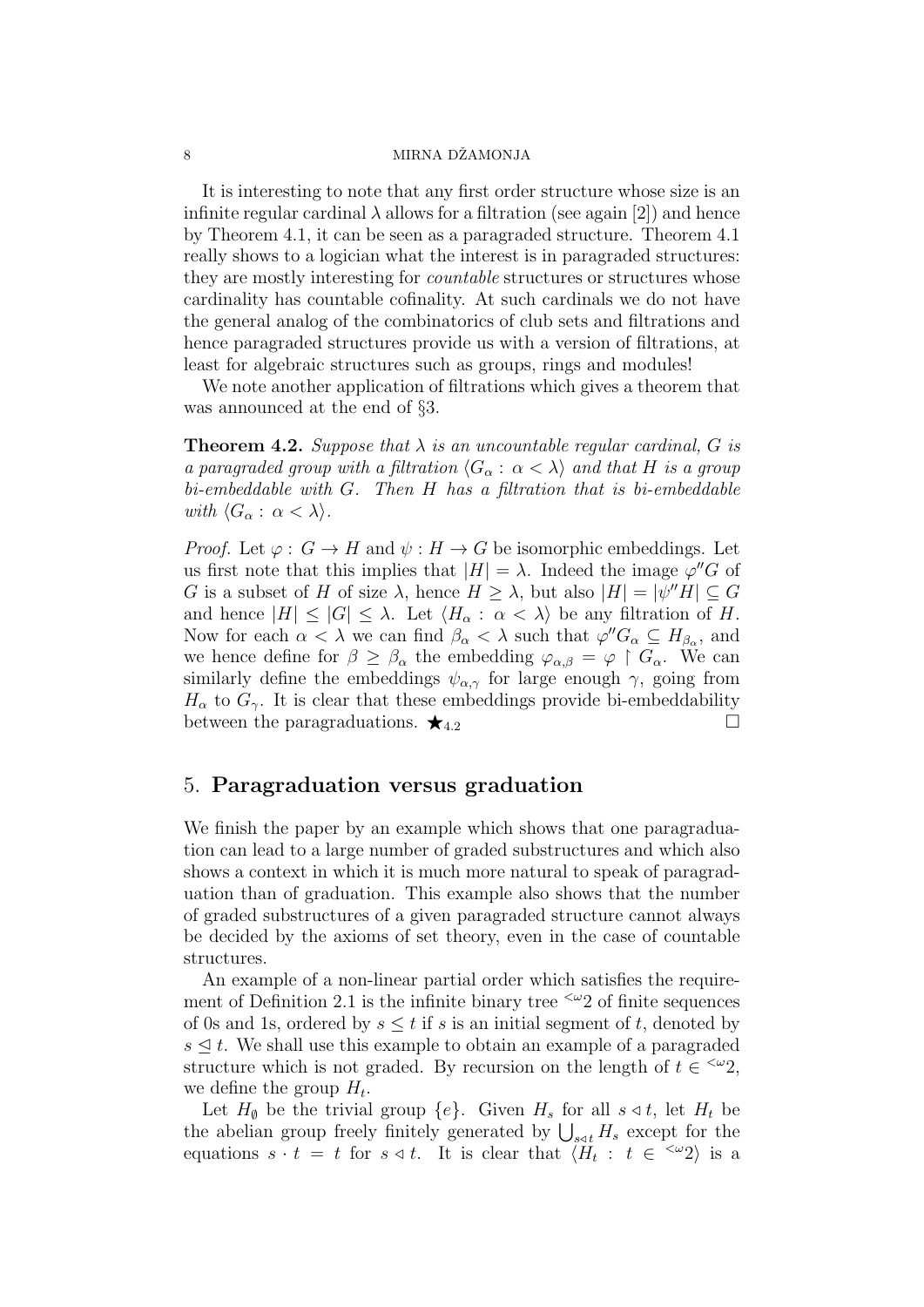It is interesting to note that any first order structure whose size is an infinite regular cardinal $\lambda$ allows for a filtration (see again [2]) and hence by Theorem 4.1, it can be seen as a paragraded structure. Theorem 4.1 really shows to a logician what the interest is in paragraded structures: they are mostly interesting for *countable* structures or structures whose cardinality has countable cofinality. At such cardinals we do not have the general analog of the combinatorics of club sets and filtrations and hence paragraded structures provide us with a version of filtrations, at least for algebraic structures such as groups, rings and modules!

We note another application of filtrations which gives a theorem that was announced at the end of §3.

**Theorem 4.2.** *Suppose that $\lambda$ is an uncountable regular cardinal, $G$ is a paragraded group with a filtration $\langle G_\alpha : \alpha < \lambda \rangle$ and that $H$ is a group bi-embeddable with $G$. Then $H$ has a filtration that is bi-embeddable with $\langle G_\alpha : \alpha < \lambda \rangle$.*

*Proof.* Let $\varphi : G \to H$ and $\psi : H \to G$ be isomorphic embeddings. Let us first note that this implies that $|H| = \lambda$. Indeed the image $\varphi'' G$ of $G$ is a subset of $H$ of size $\lambda$, hence $H \geq \lambda$, but also $|H| = |\psi'' H| \subseteq G$ and hence $|H| \leq |G| \leq \lambda$. Let $\langle H_\alpha : \alpha < \lambda \rangle$ be any filtration of $H$. Now for each $\alpha < \lambda$ we can find $\beta_\alpha < \lambda$ such that $\varphi'' G_\alpha \subseteq H_{\beta_\alpha}$, and we hence define for $\beta \geq \beta_\alpha$ the embedding $\varphi_{\alpha,\beta} = \varphi \restriction G_\alpha$. We can similarly define the embeddings $\psi_{\alpha,\gamma}$ for large enough $\gamma$, going from $H_\alpha$ to $G_\gamma$. It is clear that these embeddings provide bi-embeddability between the paragraduations. $\bigstar_{4.2}$ $\square$

## 5. **Paragraduation versus graduation**

We finish the paper by an example which shows that one paragraduation can lead to a large number of graded substructures and which also shows a context in which it is much more natural to speak of paragraduation than of graduation. This example also shows that the number of graded substructures of a given paragraded structure cannot always be decided by the axioms of set theory, even in the case of countable structures.

An example of a non-linear partial order which satisfies the requirement of Definition 2.1 is the infinite binary tree ${}^{<\omega}2$ of finite sequences of 0s and 1s, ordered by $s \leq t$ if $s$ is an initial segment of $t$, denoted by $s \trianglelefteq t$. We shall use this example to obtain an example of a paragraded structure which is not graded. By recursion on the length of $t \in {}^{<\omega}2$, we define the group $H_t$.

Let $H_\emptyset$ be the trivial group $\{e\}$. Given $H_s$ for all $s \triangleleft t$, let $H_t$ be the abelian group freely finitely generated by $\bigcup_{s \triangleleft t} H_s$ except for the equations $s \cdot t = t$ for $s \triangleleft t$. It is clear that $\langle H_t : t \in {}^{<\omega}2 \rangle$ is a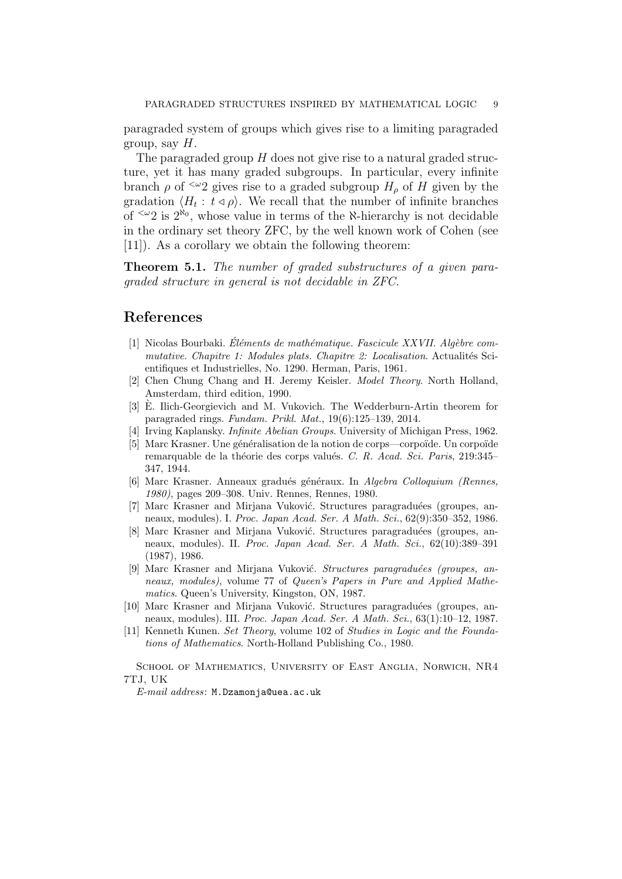paragraded system of groups which gives rise to a limiting paragraded group, say $H$.

The paragraded group $H$ does not give rise to a natural graded structure, yet it has many graded subgroups. In particular, every infinite branch $\rho$ of ${}^{<\omega}2$ gives rise to a graded subgroup $H_\rho$ of $H$ given by the gradation $\langle H_t : t \lhd \rho \rangle$. We recall that the number of infinite branches of ${}^{<\omega}2$ is $2^{\aleph_0}$, whose value in terms of the $\aleph$-hierarchy is not decidable in the ordinary set theory ZFC, by the well known work of Cohen (see [11]). As a corollary we obtain the following theorem:

**Theorem 5.1.** *The number of graded substructures of a given paragraded structure in general is not decidable in ZFC.*

## References

[1] Nicolas Bourbaki. *Éléments de mathématique. Fascicule XXVII. Algèbre commutative. Chapitre 1: Modules plats. Chapitre 2: Localisation*. Actualités Scientifiques et Industrielles, No. 1290. Herman, Paris, 1961.

[2] Chen Chung Chang and H. Jeremy Keisler. *Model Theory*. North Holland, Amsterdam, third edition, 1990.

[3] È. Ilich-Georgievich and M. Vukovich. The Wedderburn-Artin theorem for paragraded rings. *Fundam. Prikl. Mat.*, 19(6):125–139, 2014.

[4] Irving Kaplansky. *Infinite Abelian Groups*. University of Michigan Press, 1962.

[5] Marc Krasner. Une généralisation de la notion de corps—corpoïde. Un corpoïde remarquable de la théorie des corps valués. *C. R. Acad. Sci. Paris*, 219:345–347, 1944.

[6] Marc Krasner. Anneaux gradués généraux. In *Algebra Colloquium (Rennes, 1980)*, pages 209–308. Univ. Rennes, Rennes, 1980.

[7] Marc Krasner and Mirjana Vuković. Structures paragraduées (groupes, anneaux, modules). I. *Proc. Japan Acad. Ser. A Math. Sci.*, 62(9):350–352, 1986.

[8] Marc Krasner and Mirjana Vuković. Structures paragraduées (groupes, anneaux, modules). II. *Proc. Japan Acad. Ser. A Math. Sci.*, 62(10):389–391 (1987), 1986.

[9] Marc Krasner and Mirjana Vuković. *Structures paragraduées (groupes, anneaux, modules)*, volume 77 of *Queen's Papers in Pure and Applied Mathematics*. Queen's University, Kingston, ON, 1987.

[10] Marc Krasner and Mirjana Vuković. Structures paragraduées (groupes, anneaux, modules). III. *Proc. Japan Acad. Ser. A Math. Sci.*, 63(1):10–12, 1987.

[11] Kenneth Kunen. *Set Theory*, volume 102 of *Studies in Logic and the Foundations of Mathematics*. North-Holland Publishing Co., 1980.

School of Mathematics, University of East Anglia, Norwich, NR4 7TJ, UK

*E-mail address*: M.Dzamonja@uea.ac.uk